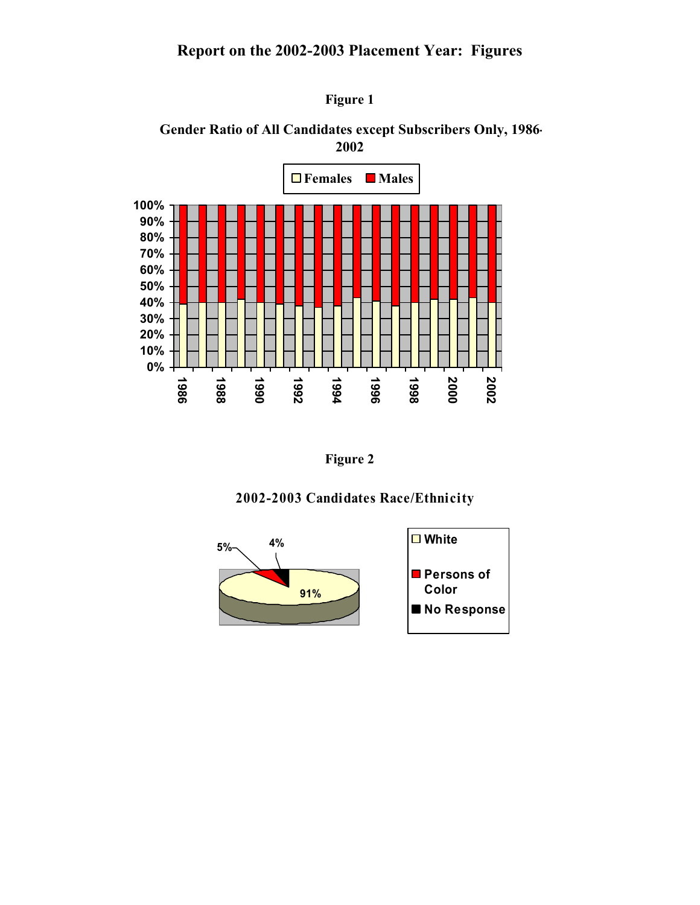# Report on the 2002-2003 Placement Year: Figures

**Figure 1**

**Gender Ratio of All Candidates except Subscribers Only, 1986-2002**

**Figure 2**

**2002-2003 Candidates Race/Ethnicity**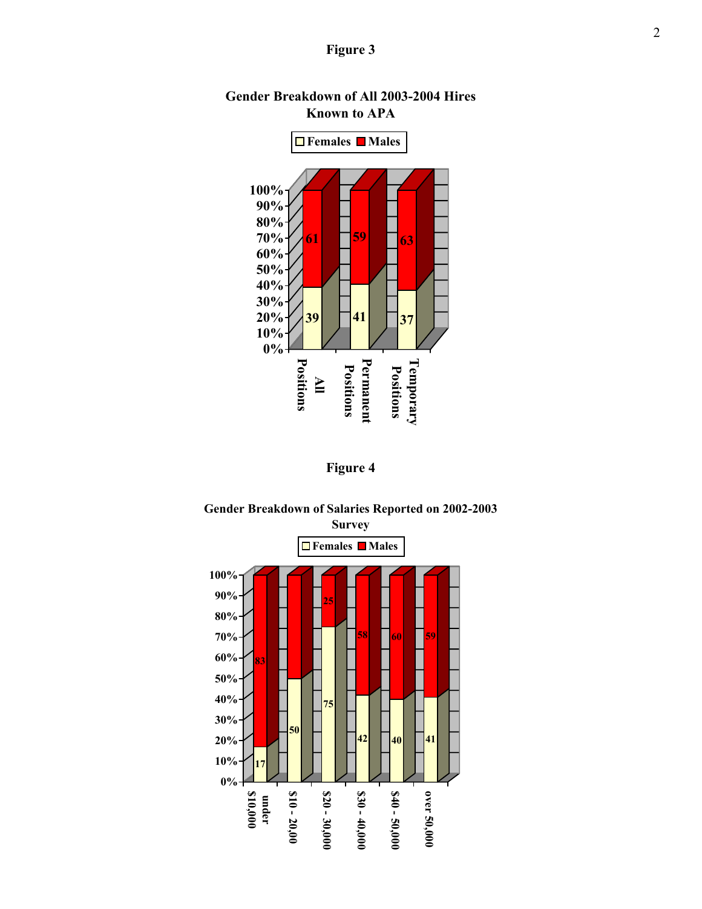**Figure 3**

**Gender Breakdown of All 2003-2004 Hires Known to APA**

| | Females | Males |
|---|---|---|
| All Positions | 39 | 61 |
| Permanent Positions | 41 | 59 |
| Temporary Positions | 37 | 63 |

**Figure 4**

**Gender Breakdown of Salaries Reported on 2002-2003 Survey**

| | Females | Males |
|---|---|---|
| under $10,000 | 17 | 83 |
| $10 - 20,00 | 50 | |
| $20 - 30,000 | 75 | 25 |
| $30 - 40,000 | 42 | 58 |
| $40 - 50,000 | 40 | 60 |
| over 50,000 | 41 | 59 |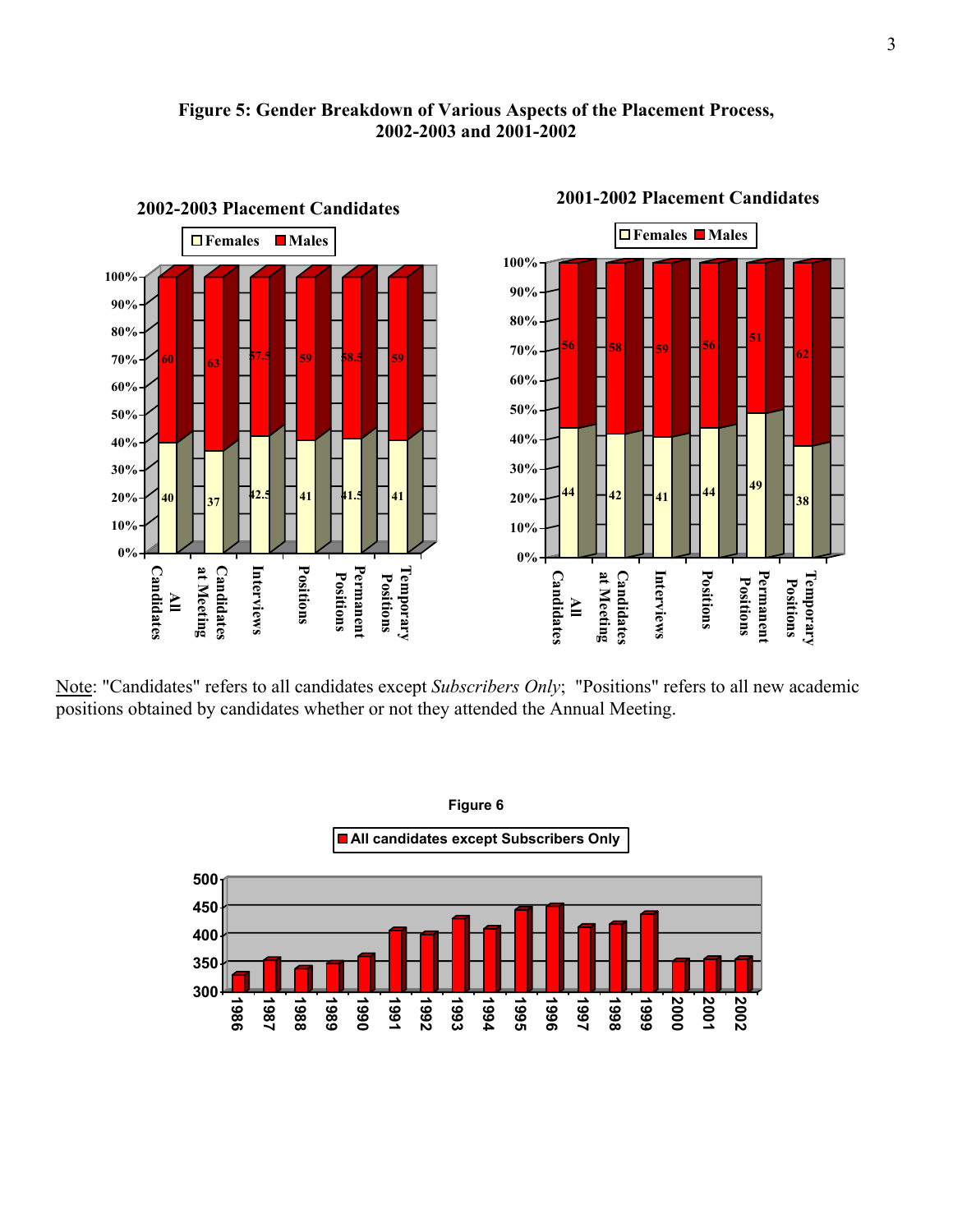**Figure 5: Gender Breakdown of Various Aspects of the Placement Process, 2002-2003 and 2001-2002**

**2002-2003 Placement Candidates**

| | All Candidates | Candidates at Meeting | Interviews | Positions | Permanent Positions | Temporary Positions |
|---|---|---|---|---|---|---|
| Females | 40 | 37 | 42.5 | 41 | 41.5 | 41 |
| Males | 60 | 63 | 57.5 | 59 | 58.5 | 59 |

**2001-2002 Placement Candidates**

| | All Candidates | Candidates at Meeting | Interviews | Positions | Permanent Positions | Temporary Positions |
|---|---|---|---|---|---|---|
| Females | 44 | 42 | 41 | 44 | 49 | 38 |
| Males | 56 | 58 | 59 | 56 | 51 | 62 |

Note: "Candidates" refers to all candidates except *Subscribers Only*; "Positions" refers to all new academic positions obtained by candidates whether or not they attended the Annual Meeting.

**Figure 6**

All candidates except Subscribers Only

| Year | 1986 | 1987 | 1988 | 1989 | 1990 | 1991 | 1992 | 1993 | 1994 | 1995 | 1996 | 1997 | 1998 | 1999 | 2000 | 2001 | 2002 |
|---|---|---|---|---|---|---|---|---|---|---|---|---|---|---|---|---|---|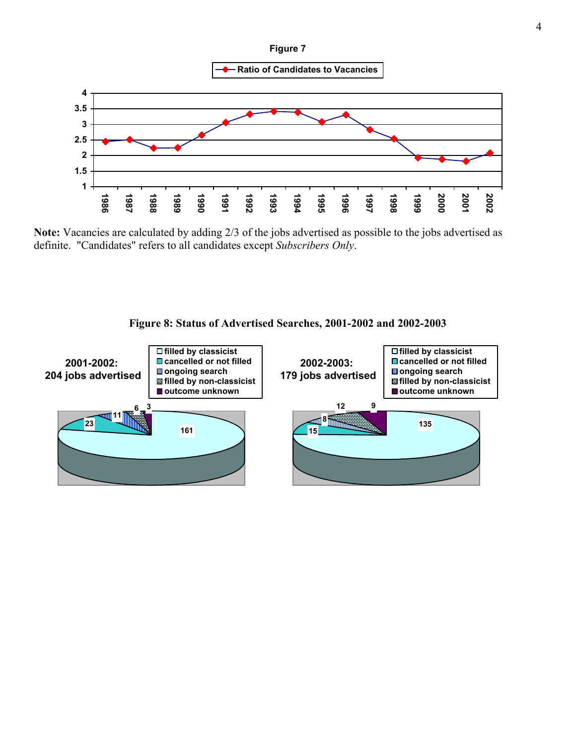**Figure 7**

Ratio of Candidates to Vacancies

**Note:** Vacancies are calculated by adding 2/3 of the jobs advertised as possible to the jobs advertised as definite. "Candidates" refers to all candidates except *Subscribers Only*.

**Figure 8: Status of Advertised Searches, 2001-2002 and 2002-2003**

**2001-2002: 204 jobs advertised**

- filled by classicist: 161
- cancelled or not filled: 23
- ongoing search: 11
- filled by non-classicist: 6
- outcome unknown: 3

**2002-2003: 179 jobs advertised**

- filled by classicist: 135
- cancelled or not filled: 15
- ongoing search: 8
- filled by non-classicist: 12
- outcome unknown: 9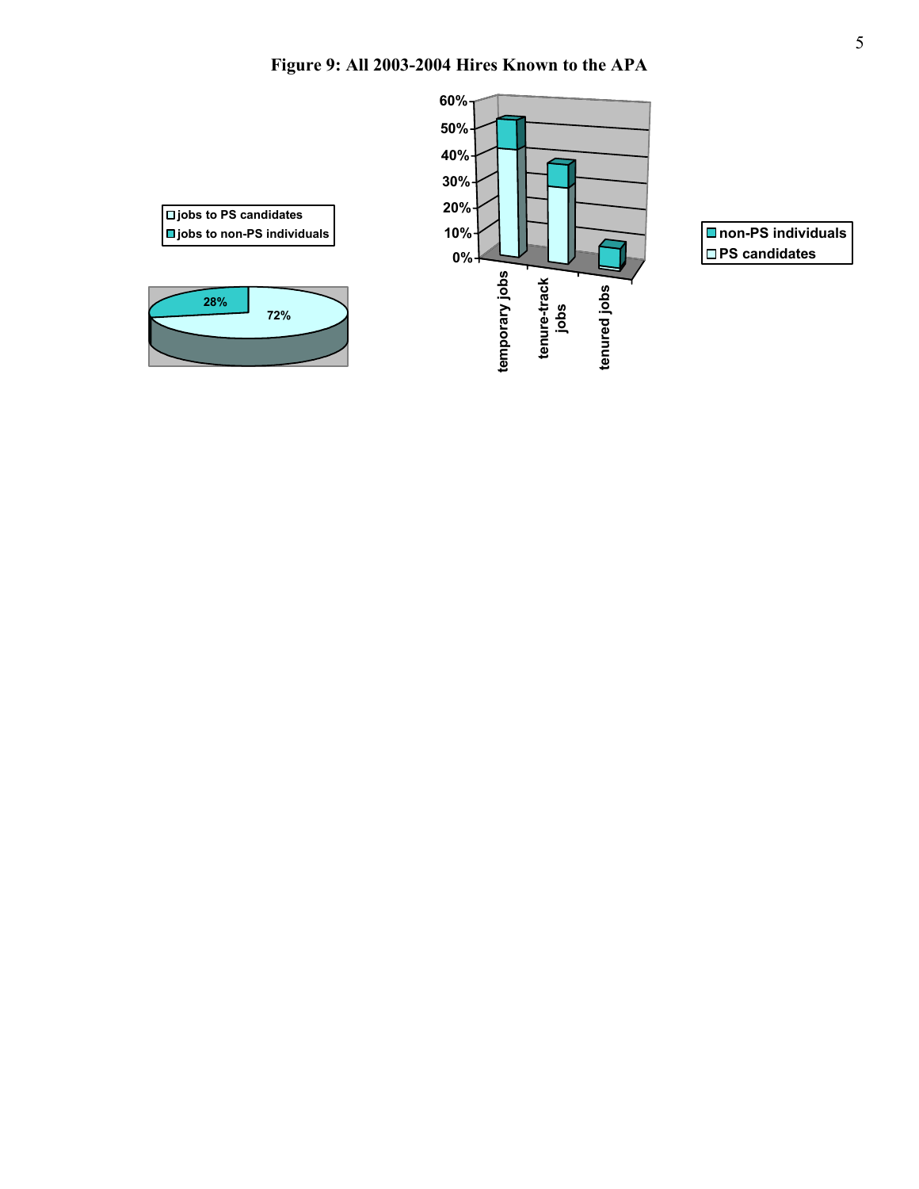**Figure 9: All 2003-2004 Hires Known to the APA**

jobs to PS candidates
jobs to non-PS individuals

28%
72%

60%
50%
40%
30%
20%
10%
0%

temporary jobs
tenure-track jobs
tenured jobs

non-PS individuals
PS candidates